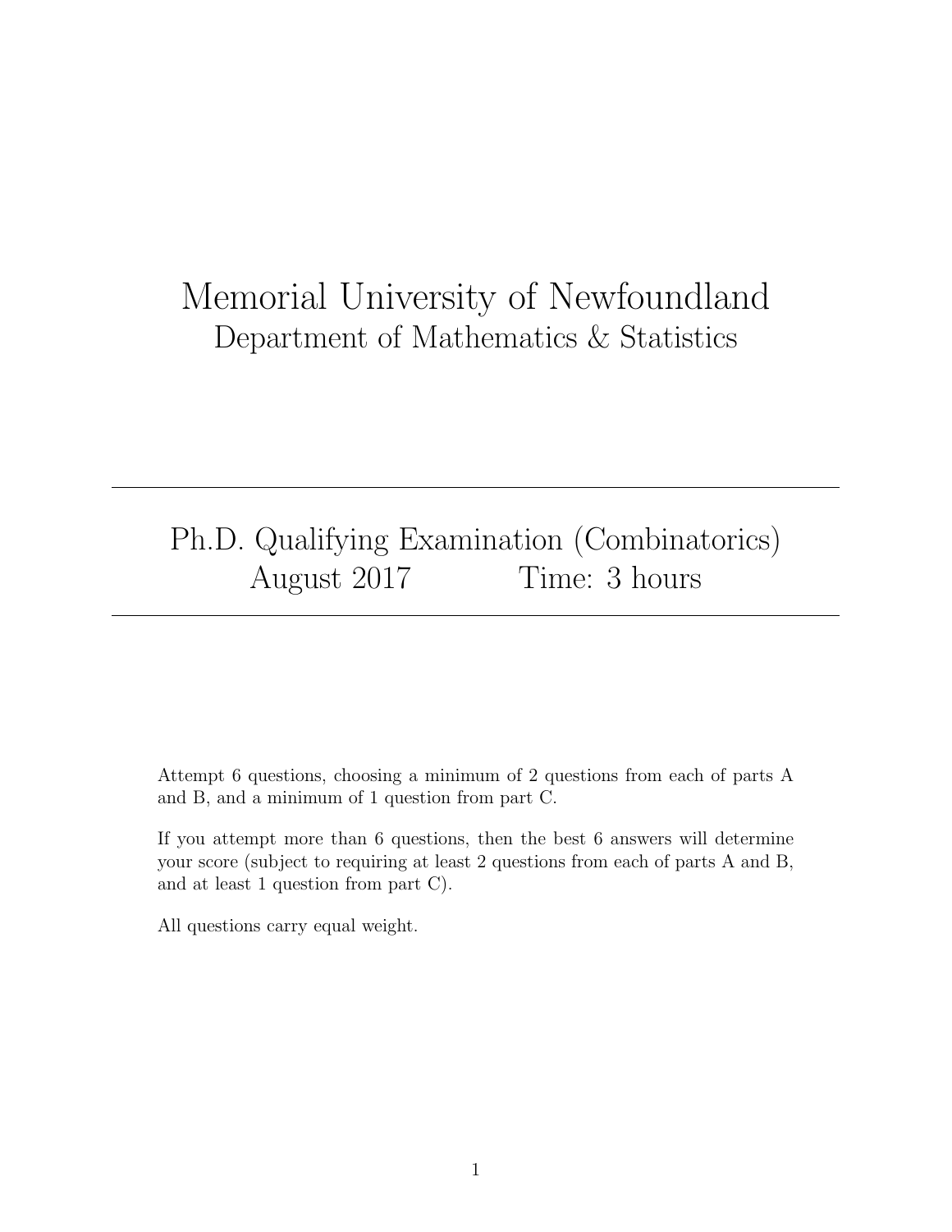# Memorial University of Newfoundland

## Department of Mathematics & Statistics

---

## Ph.D. Qualifying Examination (Combinatorics)

## August 2017 Time: 3 hours

---

Attempt 6 questions, choosing a minimum of 2 questions from each of parts A and B, and a minimum of 1 question from part C.

If you attempt more than 6 questions, then the best 6 answers will determine your score (subject to requiring at least 2 questions from each of parts A and B, and at least 1 question from part C).

All questions carry equal weight.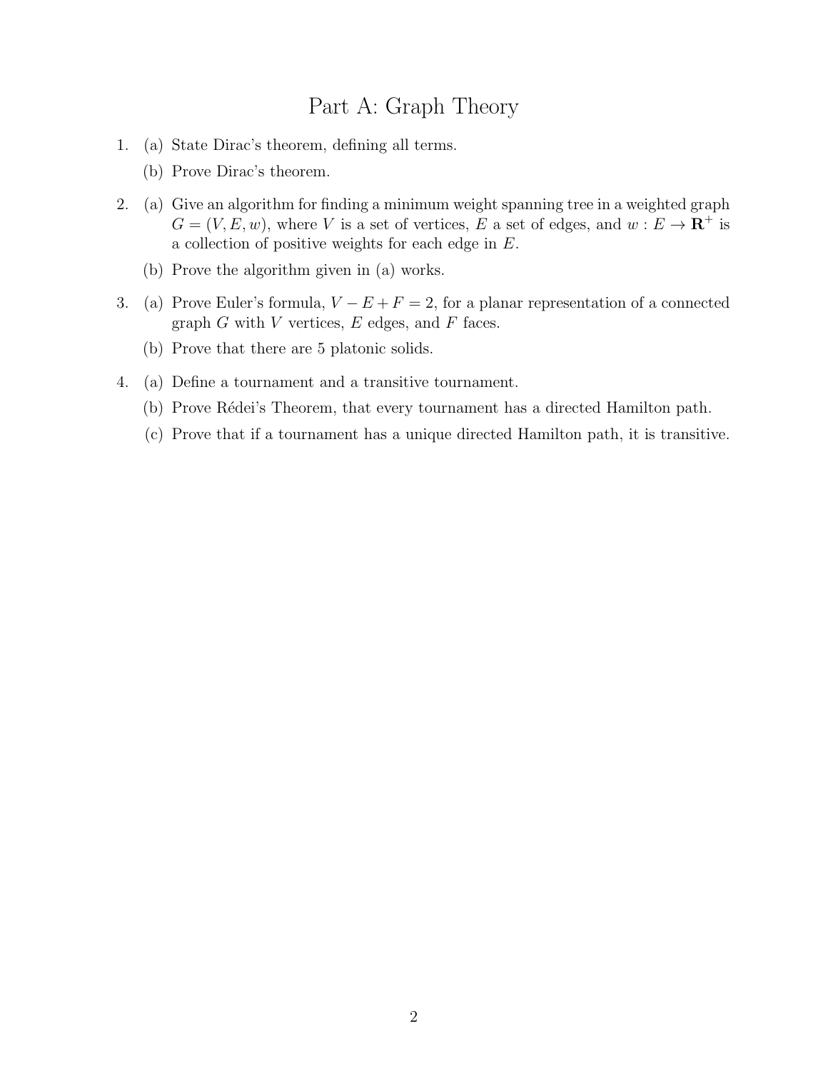# Part A: Graph Theory

1. (a) State Dirac's theorem, defining all terms.

   (b) Prove Dirac's theorem.

2. (a) Give an algorithm for finding a minimum weight spanning tree in a weighted graph $G = (V, E, w)$, where $V$ is a set of vertices, $E$ a set of edges, and $w : E \to \mathbf{R}^+$ is a collection of positive weights for each edge in $E$.

   (b) Prove the algorithm given in (a) works.

3. (a) Prove Euler's formula, $V - E + F = 2$, for a planar representation of a connected graph $G$ with $V$ vertices, $E$ edges, and $F$ faces.

   (b) Prove that there are 5 platonic solids.

4. (a) Define a tournament and a transitive tournament.

   (b) Prove Rédei's Theorem, that every tournament has a directed Hamilton path.

   (c) Prove that if a tournament has a unique directed Hamilton path, it is transitive.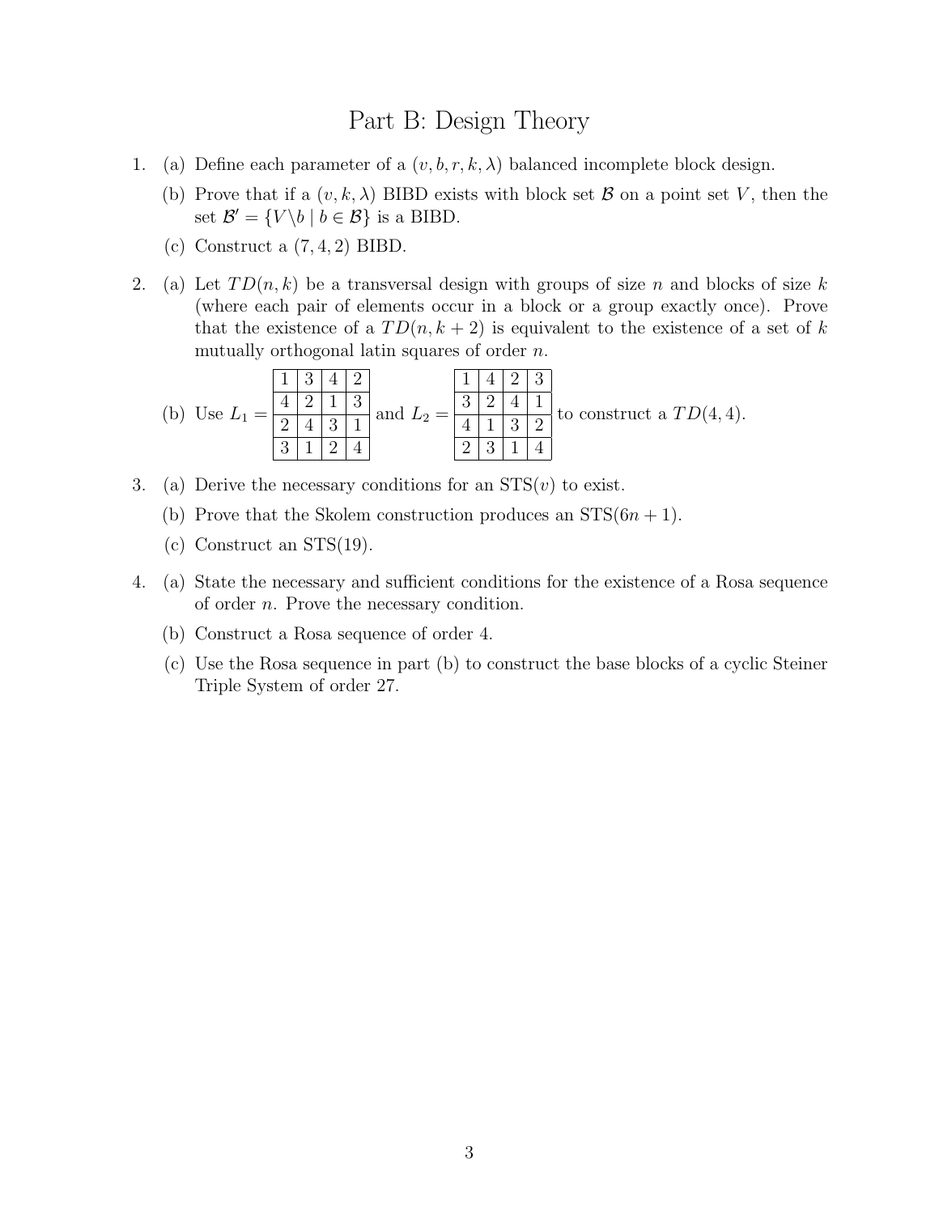# Part B: Design Theory

1. (a) Define each parameter of a $(v, b, r, k, \lambda)$ balanced incomplete block design.

   (b) Prove that if a $(v, k, \lambda)$ BIBD exists with block set $\mathcal{B}$ on a point set $V$, then the set $\mathcal{B}' = \{V \backslash b \mid b \in \mathcal{B}\}$ is a BIBD.

   (c) Construct a $(7, 4, 2)$ BIBD.

2. (a) Let $TD(n, k)$ be a transversal design with groups of size $n$ and blocks of size $k$ (where each pair of elements occur in a block or a group exactly once). Prove that the existence of a $TD(n, k+2)$ is equivalent to the existence of a set of $k$ mutually orthogonal latin squares of order $n$.

   (b) Use $L_1 = \begin{array}{|c|c|c|c|} \hline 1 & 3 & 4 & 2 \\ \hline 4 & 2 & 1 & 3 \\ \hline 2 & 4 & 3 & 1 \\ \hline 3 & 1 & 2 & 4 \\ \hline \end{array}$ and $L_2 = \begin{array}{|c|c|c|c|} \hline 1 & 4 & 2 & 3 \\ \hline 3 & 2 & 4 & 1 \\ \hline 4 & 1 & 3 & 2 \\ \hline 2 & 3 & 1 & 4 \\ \hline \end{array}$ to construct a $TD(4, 4)$.

3. (a) Derive the necessary conditions for an STS($v$) to exist.

   (b) Prove that the Skolem construction produces an STS($6n + 1$).

   (c) Construct an STS(19).

4. (a) State the necessary and sufficient conditions for the existence of a Rosa sequence of order $n$. Prove the necessary condition.

   (b) Construct a Rosa sequence of order 4.

   (c) Use the Rosa sequence in part (b) to construct the base blocks of a cyclic Steiner Triple System of order 27.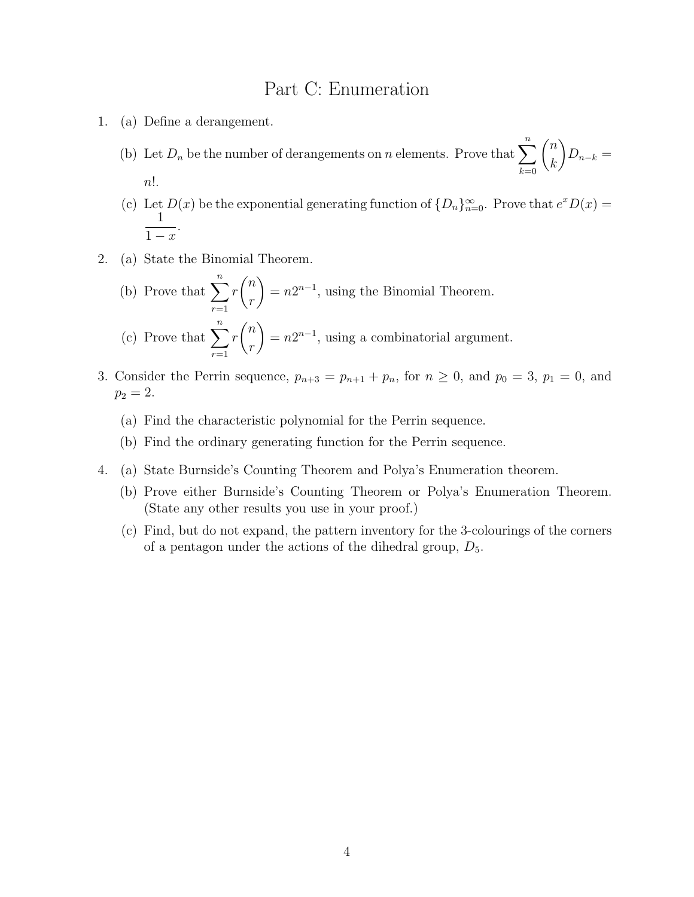# Part C: Enumeration

1. (a) Define a derangement.

   (b) Let $D_n$ be the number of derangements on $n$ elements. Prove that $\sum_{k=0}^{n} \binom{n}{k} D_{n-k} = n!$.

   (c) Let $D(x)$ be the exponential generating function of $\{D_n\}_{n=0}^{\infty}$. Prove that $e^x D(x) = \frac{1}{1-x}$.

2. (a) State the Binomial Theorem.

   (b) Prove that $\sum_{r=1}^{n} r\binom{n}{r} = n2^{n-1}$, using the Binomial Theorem.

   (c) Prove that $\sum_{r=1}^{n} r\binom{n}{r} = n2^{n-1}$, using a combinatorial argument.

3. Consider the Perrin sequence, $p_{n+3} = p_{n+1} + p_n$, for $n \geq 0$, and $p_0 = 3$, $p_1 = 0$, and $p_2 = 2$.

   (a) Find the characteristic polynomial for the Perrin sequence.

   (b) Find the ordinary generating function for the Perrin sequence.

4. (a) State Burnside's Counting Theorem and Polya's Enumeration theorem.

   (b) Prove either Burnside's Counting Theorem or Polya's Enumeration Theorem. (State any other results you use in your proof.)

   (c) Find, but do not expand, the pattern inventory for the 3-colourings of the corners of a pentagon under the actions of the dihedral group, $D_5$.